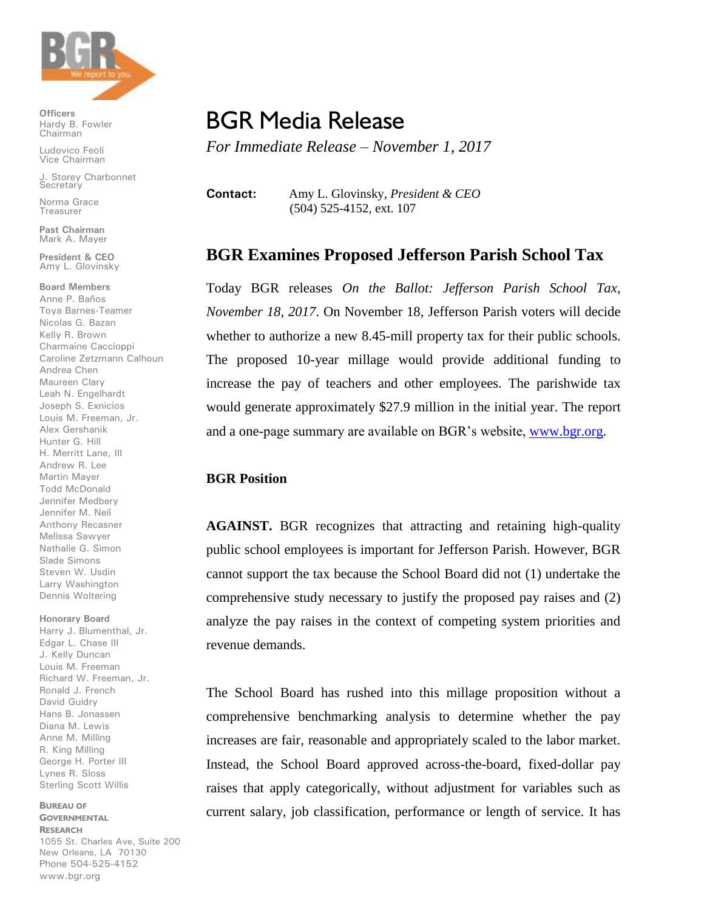**Officers**
Hardy B. Fowler
Chairman

Ludovico Feoli
Vice Chairman

J. Storey Charbonnet
Secretary

Norma Grace
Treasurer

**Past Chairman**
Mark A. Mayer

**President & CEO**
Amy L. Glovinsky

**Board Members**
Anne P. Baños
Toya Barnes-Teamer
Nicolas G. Bazan
Kelly R. Brown
Charmaine Caccioppi
Caroline Zetzmann Calhoun
Andrea Chen
Maureen Clary
Leah N. Engelhardt
Joseph S. Exnicios
Louis M. Freeman, Jr.
Alex Gershanik
Hunter G. Hill
H. Merritt Lane, III
Andrew R. Lee
Martin Mayer
Todd McDonald
Jennifer Medbery
Jennifer M. Neil
Anthony Recasner
Melissa Sawyer
Nathalie G. Simon
Slade Simons
Steven W. Usdin
Larry Washington
Dennis Woltering

**Honorary Board**
Harry J. Blumenthal, Jr.
Edgar L. Chase III
J. Kelly Duncan
Louis M. Freeman
Richard W. Freeman, Jr.
Ronald J. French
David Guidry
Hans B. Jonassen
Diana M. Lewis
Anne M. Milling
R. King Milling
George H. Porter III
Lynes R. Sloss
Sterling Scott Willis

**Bureau of Governmental Research**
1055 St. Charles Ave, Suite 200
New Orleans, LA 70130
Phone 504-525-4152
www.bgr.org

# BGR Media Release

*For Immediate Release – November 1, 2017*

**Contact:** Amy L. Glovinsky, *President & CEO*
(504) 525-4152, ext. 107

## BGR Examines Proposed Jefferson Parish School Tax

Today BGR releases *On the Ballot: Jefferson Parish School Tax, November 18, 2017*. On November 18, Jefferson Parish voters will decide whether to authorize a new 8.45-mill property tax for their public schools. The proposed 10-year millage would provide additional funding to increase the pay of teachers and other employees. The parishwide tax would generate approximately $27.9 million in the initial year. The report and a one-page summary are available on BGR's website, www.bgr.org.

### BGR Position

**AGAINST.** BGR recognizes that attracting and retaining high-quality public school employees is important for Jefferson Parish. However, BGR cannot support the tax because the School Board did not (1) undertake the comprehensive study necessary to justify the proposed pay raises and (2) analyze the pay raises in the context of competing system priorities and revenue demands.

The School Board has rushed into this millage proposition without a comprehensive benchmarking analysis to determine whether the pay increases are fair, reasonable and appropriately scaled to the labor market. Instead, the School Board approved across-the-board, fixed-dollar pay raises that apply categorically, without adjustment for variables such as current salary, job classification, performance or length of service. It has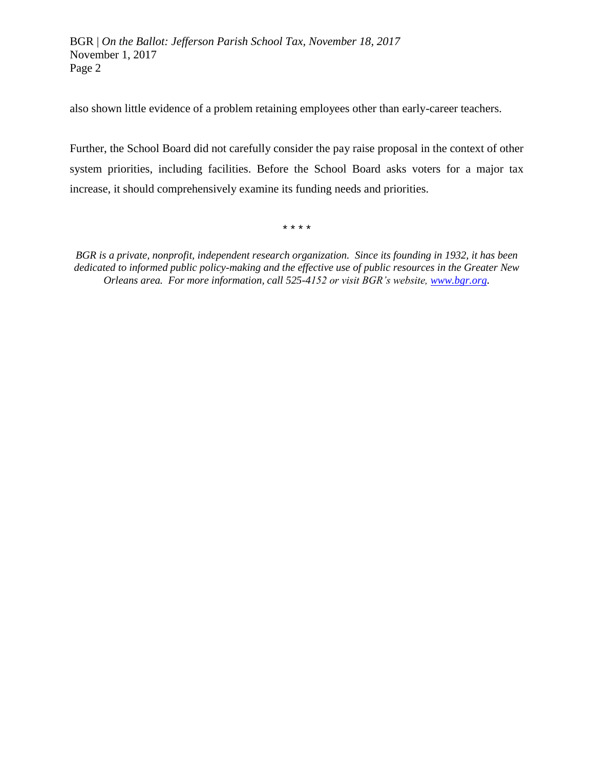also shown little evidence of a problem retaining employees other than early-career teachers.

Further, the School Board did not carefully consider the pay raise proposal in the context of other system priorities, including facilities. Before the School Board asks voters for a major tax increase, it should comprehensively examine its funding needs and priorities.

* * * *

*BGR is a private, nonprofit, independent research organization. Since its founding in 1932, it has been dedicated to informed public policy-making and the effective use of public resources in the Greater New Orleans area. For more information, call 525-4152 or visit BGR's website, [www.bgr.org](http://www.bgr.org).*